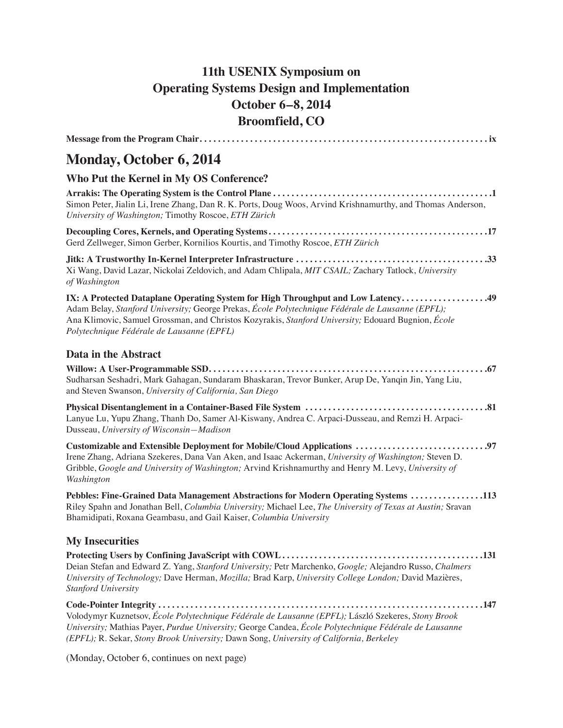# 11th USENIX Symposium on Operating Systems Design and Implementation October 6–8, 2014 Broomfield, CO

**Message from the Program Chair** . . . . . . . . . . . . . . . . . . . . . . . . . . . . . . . . . . . . . . . . . . . . . . . . . . . . . . . . . . . . . . **ix**

## Monday, October 6, 2014

### Who Put the Kernel in My OS Conference?

**Arrakis: The Operating System is the Control Plane** . . . . . . . . . . . . . . . . . . . . . . . . . . . . . . . . . . . . . . . . . . . . . . . **1**
Simon Peter, Jialin Li, Irene Zhang, Dan R. K. Ports, Doug Woos, Arvind Krishnamurthy, and Thomas Anderson, *University of Washington;* Timothy Roscoe, *ETH Zürich*

**Decoupling Cores, Kernels, and Operating Systems** . . . . . . . . . . . . . . . . . . . . . . . . . . . . . . . . . . . . . . . . . . . . . . . **17**
Gerd Zellweger, Simon Gerber, Kornilios Kourtis, and Timothy Roscoe, *ETH Zürich*

**Jitk: A Trustworthy In-Kernel Interpreter Infrastructure** . . . . . . . . . . . . . . . . . . . . . . . . . . . . . . . . . . . . . . . . . **33**
Xi Wang, David Lazar, Nickolai Zeldovich, and Adam Chlipala, *MIT CSAIL;* Zachary Tatlock, *University of Washington*

**IX: A Protected Dataplane Operating System for High Throughput and Low Latency** . . . . . . . . . . . . . . . . . . **49**
Adam Belay, *Stanford University;* George Prekas, *École Polytechnique Fédérale de Lausanne (EPFL);* Ana Klimovic, Samuel Grossman, and Christos Kozyrakis, *Stanford University;* Edouard Bugnion, *École Polytechnique Fédérale de Lausanne (EPFL)*

### Data in the Abstract

**Willow: A User-Programmable SSD** . . . . . . . . . . . . . . . . . . . . . . . . . . . . . . . . . . . . . . . . . . . . . . . . . . . . . . . . . . . **67**
Sudharsan Seshadri, Mark Gahagan, Sundaram Bhaskaran, Trevor Bunker, Arup De, Yanqin Jin, Yang Liu, and Steven Swanson, *University of California, San Diego*

**Physical Disentanglement in a Container-Based File System** . . . . . . . . . . . . . . . . . . . . . . . . . . . . . . . . . . . . . . . **81**
Lanyue Lu, Yupu Zhang, Thanh Do, Samer Al-Kiswany, Andrea C. Arpaci-Dusseau, and Remzi H. Arpaci-Dusseau, *University of Wisconsin—Madison*

**Customizable and Extensible Deployment for Mobile/Cloud Applications** . . . . . . . . . . . . . . . . . . . . . . . . . . . . **97**
Irene Zhang, Adriana Szekeres, Dana Van Aken, and Isaac Ackerman, *University of Washington;* Steven D. Gribble, *Google and University of Washington;* Arvind Krishnamurthy and Henry M. Levy, *University of Washington*

**Pebbles: Fine-Grained Data Management Abstractions for Modern Operating Systems** . . . . . . . . . . . . . . . **113**
Riley Spahn and Jonathan Bell, *Columbia University;* Michael Lee, *The University of Texas at Austin;* Sravan Bhamidipati, Roxana Geambasu, and Gail Kaiser, *Columbia University*

### My Insecurities

**Protecting Users by Confining JavaScript with COWL** . . . . . . . . . . . . . . . . . . . . . . . . . . . . . . . . . . . . . . . . . . . **131**
Deian Stefan and Edward Z. Yang, *Stanford University;* Petr Marchenko, *Google;* Alejandro Russo, *Chalmers University of Technology;* Dave Herman, *Mozilla;* Brad Karp, *University College London;* David Mazières, *Stanford University*

**Code-Pointer Integrity** . . . . . . . . . . . . . . . . . . . . . . . . . . . . . . . . . . . . . . . . . . . . . . . . . . . . . . . . . . . . . . . . . . . . . **147**
Volodymyr Kuznetsov, *École Polytechnique Fédérale de Lausanne (EPFL);* László Szekeres, *Stony Brook University;* Mathias Payer, *Purdue University;* George Candea, *École Polytechnique Fédérale de Lausanne (EPFL);* R. Sekar, *Stony Brook University;* Dawn Song, *University of California, Berkeley*

(Monday, October 6, continues on next page)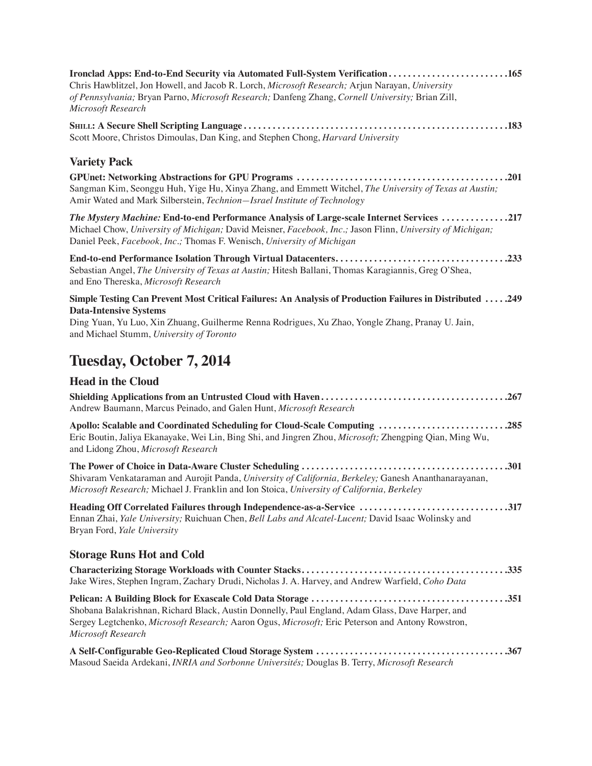**Ironclad Apps: End-to-End Security via Automated Full-System Verification** .........................165
Chris Hawblitzel, Jon Howell, and Jacob R. Lorch, *Microsoft Research;* Arjun Narayan, *University of Pennsylvania;* Bryan Parno, *Microsoft Research;* Danfeng Zhang, *Cornell University;* Brian Zill, *Microsoft Research*

**Shill: A Secure Shell Scripting Language** ......................................................183
Scott Moore, Christos Dimoulas, Dan King, and Stephen Chong, *Harvard University*

### Variety Pack

**GPUnet: Networking Abstractions for GPU Programs** ............................................201
Sangman Kim, Seonggu Huh, Yige Hu, Xinya Zhang, and Emmett Witchel, *The University of Texas at Austin;* Amir Wated and Mark Silberstein, *Technion—Israel Institute of Technology*

***The Mystery Machine:* End-to-end Performance Analysis of Large-scale Internet Services** ..............217
Michael Chow, *University of Michigan;* David Meisner, *Facebook, Inc.;* Jason Flinn, *University of Michigan;* Daniel Peek, *Facebook, Inc.;* Thomas F. Wenisch, *University of Michigan*

**End-to-end Performance Isolation Through Virtual Datacenters**...................................233
Sebastian Angel, *The University of Texas at Austin;* Hitesh Ballani, Thomas Karagiannis, Greg O'Shea, and Eno Thereska, *Microsoft Research*

**Simple Testing Can Prevent Most Critical Failures: An Analysis of Production Failures in Distributed Data-Intensive Systems** .....249
Ding Yuan, Yu Luo, Xin Zhuang, Guilherme Renna Rodrigues, Xu Zhao, Yongle Zhang, Pranay U. Jain, and Michael Stumm, *University of Toronto*

## Tuesday, October 7, 2014

### Head in the Cloud

**Shielding Applications from an Untrusted Cloud with Haven**......................................267
Andrew Baumann, Marcus Peinado, and Galen Hunt, *Microsoft Research*

**Apollo: Scalable and Coordinated Scheduling for Cloud-Scale Computing** ..........................285
Eric Boutin, Jaliya Ekanayake, Wei Lin, Bing Shi, and Jingren Zhou, *Microsoft;* Zhengping Qian, Ming Wu, and Lidong Zhou, *Microsoft Research*

**The Power of Choice in Data-Aware Cluster Scheduling** ...........................................301
Shivaram Venkataraman and Aurojit Panda, *University of California, Berkeley;* Ganesh Ananthanarayanan, *Microsoft Research;* Michael J. Franklin and Ion Stoica, *University of California, Berkeley*

**Heading Off Correlated Failures through Independence-as-a-Service** ...............................317
Ennan Zhai, *Yale University;* Ruichuan Chen, *Bell Labs and Alcatel-Lucent;* David Isaac Wolinsky and Bryan Ford, *Yale University*

### Storage Runs Hot and Cold

**Characterizing Storage Workloads with Counter Stacks**...........................................335
Jake Wires, Stephen Ingram, Zachary Drudi, Nicholas J. A. Harvey, and Andrew Warfield, *Coho Data*

**Pelican: A Building Block for Exascale Cold Data Storage** .........................................351
Shobana Balakrishnan, Richard Black, Austin Donnelly, Paul England, Adam Glass, Dave Harper, and Sergey Legtchenko, *Microsoft Research;* Aaron Ogus, *Microsoft;* Eric Peterson and Antony Rowstron, *Microsoft Research*

**A Self-Configurable Geo-Replicated Cloud Storage System** ........................................367
Masoud Saeida Ardekani, *INRIA and Sorbonne Universités;* Douglas B. Terry, *Microsoft Research*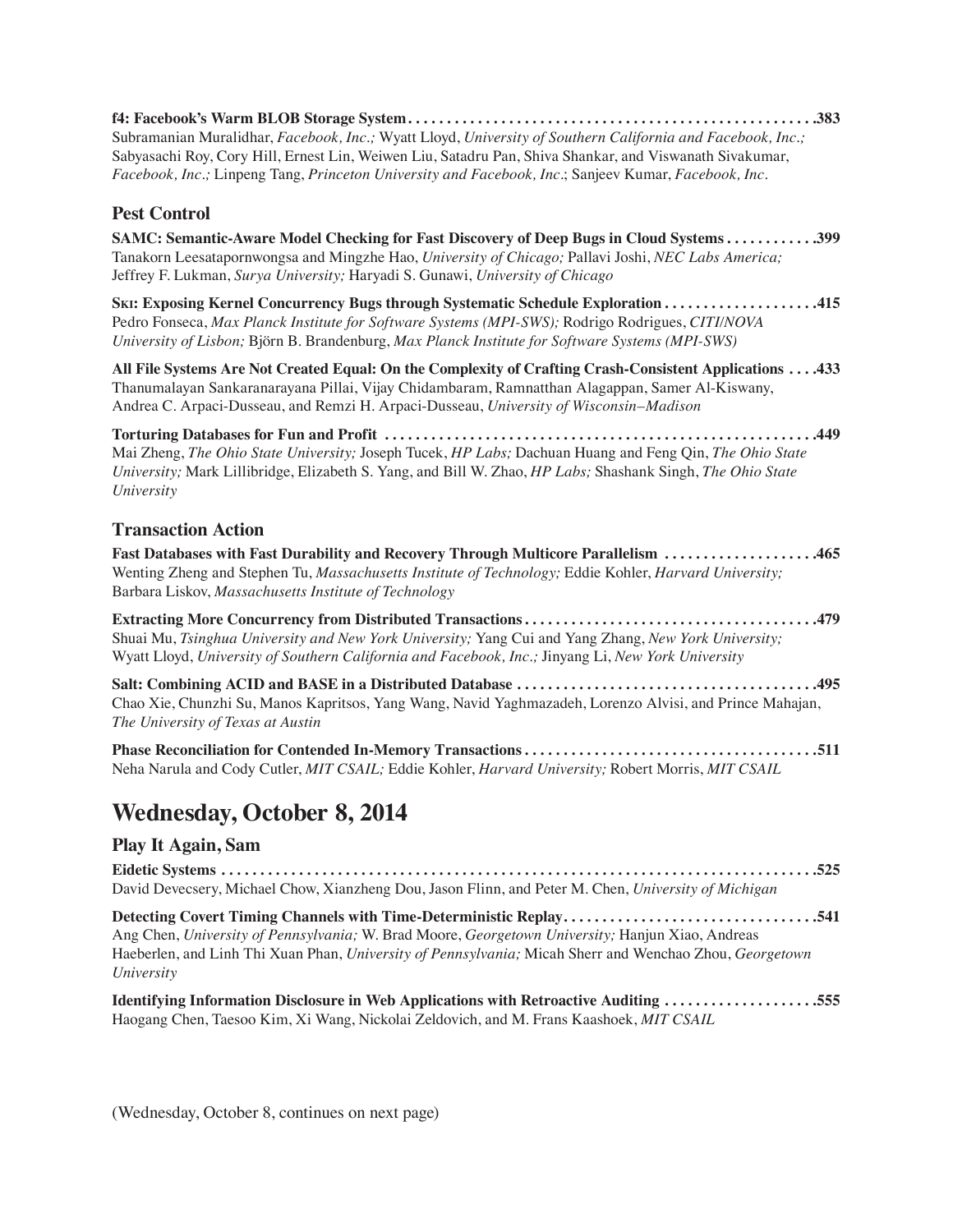**f4: Facebook's Warm BLOB Storage System** . . . . . . . . . . . . . . . . . . . . . . . . . . . . . . . . . . . . . . . . . . . . . . . . . . . .383
Subramanian Muralidhar, *Facebook, Inc.;* Wyatt Lloyd, *University of Southern California and Facebook, Inc.;* Sabyasachi Roy, Cory Hill, Ernest Lin, Weiwen Liu, Satadru Pan, Shiva Shankar, and Viswanath Sivakumar, *Facebook, Inc.;* Linpeng Tang, *Princeton University and Facebook, Inc*.; Sanjeev Kumar, *Facebook, Inc.*

### Pest Control

**SAMC: Semantic-Aware Model Checking for Fast Discovery of Deep Bugs in Cloud Systems** . . . . . . . . . . . .399
Tanakorn Leesatapornwongsa and Mingzhe Hao, *University of Chicago;* Pallavi Joshi, *NEC Labs America;* Jeffrey F. Lukman, *Surya University;* Haryadi S. Gunawi, *University of Chicago*

**Ski: Exposing Kernel Concurrency Bugs through Systematic Schedule Exploration** . . . . . . . . . . . . . . . . . . . .415
Pedro Fonseca, *Max Planck Institute for Software Systems (MPI-SWS);* Rodrigo Rodrigues, *CITI/NOVA University of Lisbon;* Björn B. Brandenburg, *Max Planck Institute for Software Systems (MPI-SWS)*

**All File Systems Are Not Created Equal: On the Complexity of Crafting Crash-Consistent Applications** . . . .433
Thanumalayan Sankaranarayana Pillai, Vijay Chidambaram, Ramnatthan Alagappan, Samer Al-Kiswany, Andrea C. Arpaci-Dusseau, and Remzi H. Arpaci-Dusseau, *University of Wisconsin–Madison*

**Torturing Databases for Fun and Profit** . . . . . . . . . . . . . . . . . . . . . . . . . . . . . . . . . . . . . . . . . . . . . . . . . . . . . .449
Mai Zheng, *The Ohio State University;* Joseph Tucek, *HP Labs;* Dachuan Huang and Feng Qin, *The Ohio State University;* Mark Lillibridge, Elizabeth S. Yang, and Bill W. Zhao, *HP Labs;* Shashank Singh, *The Ohio State University*

### Transaction Action

**Fast Databases with Fast Durability and Recovery Through Multicore Parallelism** . . . . . . . . . . . . . . . . . . . .465
Wenting Zheng and Stephen Tu, *Massachusetts Institute of Technology;* Eddie Kohler, *Harvard University;* Barbara Liskov, *Massachusetts Institute of Technology*

**Extracting More Concurrency from Distributed Transactions** . . . . . . . . . . . . . . . . . . . . . . . . . . . . . . . . . . . . . .479
Shuai Mu, *Tsinghua University and New York University;* Yang Cui and Yang Zhang, *New York University;* Wyatt Lloyd, *University of Southern California and Facebook, Inc.;* Jinyang Li, *New York University*

**Salt: Combining ACID and BASE in a Distributed Database** . . . . . . . . . . . . . . . . . . . . . . . . . . . . . . . . . . . . . . .495
Chao Xie, Chunzhi Su, Manos Kapritsos, Yang Wang, Navid Yaghmazadeh, Lorenzo Alvisi, and Prince Mahajan, *The University of Texas at Austin*

**Phase Reconciliation for Contended In-Memory Transactions** . . . . . . . . . . . . . . . . . . . . . . . . . . . . . . . . . . . . . .511
Neha Narula and Cody Cutler, *MIT CSAIL;* Eddie Kohler, *Harvard University;* Robert Morris, *MIT CSAIL*

## Wednesday, October 8, 2014

### Play It Again, Sam

**Eidetic Systems** . . . . . . . . . . . . . . . . . . . . . . . . . . . . . . . . . . . . . . . . . . . . . . . . . . . . . . . . . . . . . . . . . . . . . . . . . . .525
David Devecsery, Michael Chow, Xianzheng Dou, Jason Flinn, and Peter M. Chen, *University of Michigan*

**Detecting Covert Timing Channels with Time-Deterministic Replay** . . . . . . . . . . . . . . . . . . . . . . . . . . . . . . . . .541
Ang Chen, *University of Pennsylvania;* W. Brad Moore, *Georgetown University;* Hanjun Xiao, Andreas Haeberlen, and Linh Thi Xuan Phan, *University of Pennsylvania;* Micah Sherr and Wenchao Zhou, *Georgetown University*

**Identifying Information Disclosure in Web Applications with Retroactive Auditing** . . . . . . . . . . . . . . . . . . . .555
Haogang Chen, Taesoo Kim, Xi Wang, Nickolai Zeldovich, and M. Frans Kaashoek, *MIT CSAIL*

(Wednesday, October 8, continues on next page)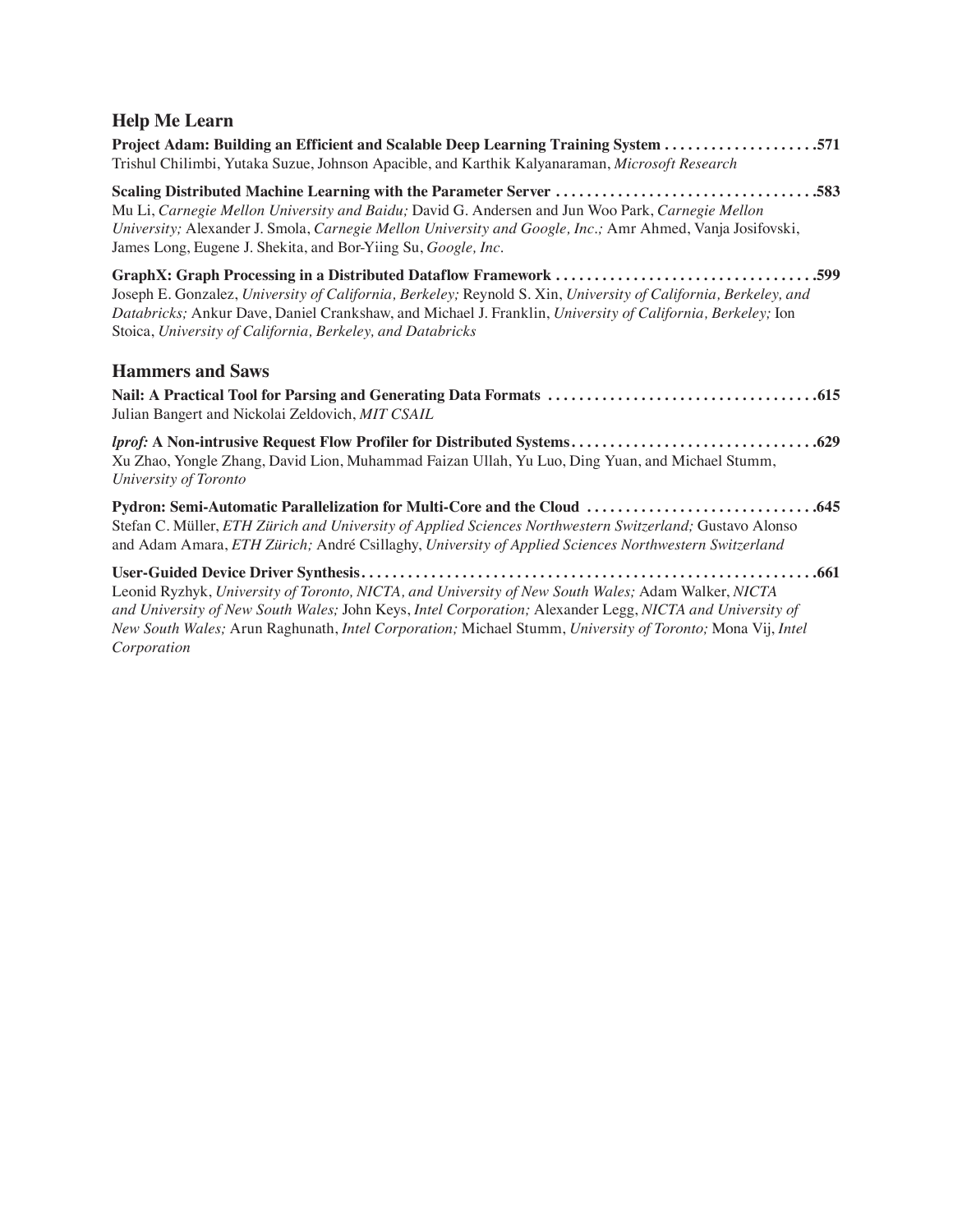## Help Me Learn

**Project Adam: Building an Efficient and Scalable Deep Learning Training System .................... 571**
Trishul Chilimbi, Yutaka Suzue, Johnson Apacible, and Karthik Kalyanaraman, *Microsoft Research*

**Scaling Distributed Machine Learning with the Parameter Server .................................. 583**
Mu Li, *Carnegie Mellon University and Baidu;* David G. Andersen and Jun Woo Park, *Carnegie Mellon University;* Alexander J. Smola, *Carnegie Mellon University and Google, Inc.;* Amr Ahmed, Vanja Josifovski, James Long, Eugene J. Shekita, and Bor-Yiing Su, *Google, Inc.*

**GraphX: Graph Processing in a Distributed Dataflow Framework .................................. 599**
Joseph E. Gonzalez, *University of California, Berkeley;* Reynold S. Xin, *University of California, Berkeley, and Databricks;* Ankur Dave, Daniel Crankshaw, and Michael J. Franklin, *University of California, Berkeley;* Ion Stoica, *University of California, Berkeley, and Databricks*

## Hammers and Saws

**Nail: A Practical Tool for Parsing and Generating Data Formats .................................. 615**
Julian Bangert and Nickolai Zeldovich, *MIT CSAIL*

***lprof:* A Non-intrusive Request Flow Profiler for Distributed Systems ................................ 629**
Xu Zhao, Yongle Zhang, David Lion, Muhammad Faizan Ullah, Yu Luo, Ding Yuan, and Michael Stumm, *University of Toronto*

**Pydron: Semi-Automatic Parallelization for Multi-Core and the Cloud .............................. 645**
Stefan C. Müller, *ETH Zürich and University of Applied Sciences Northwestern Switzerland;* Gustavo Alonso and Adam Amara, *ETH Zürich;* André Csillaghy, *University of Applied Sciences Northwestern Switzerland*

**User-Guided Device Driver Synthesis .......................................................... 661**
Leonid Ryzhyk, *University of Toronto, NICTA, and University of New South Wales;* Adam Walker, *NICTA and University of New South Wales;* John Keys, *Intel Corporation;* Alexander Legg, *NICTA and University of New South Wales;* Arun Raghunath, *Intel Corporation;* Michael Stumm, *University of Toronto;* Mona Vij, *Intel Corporation*